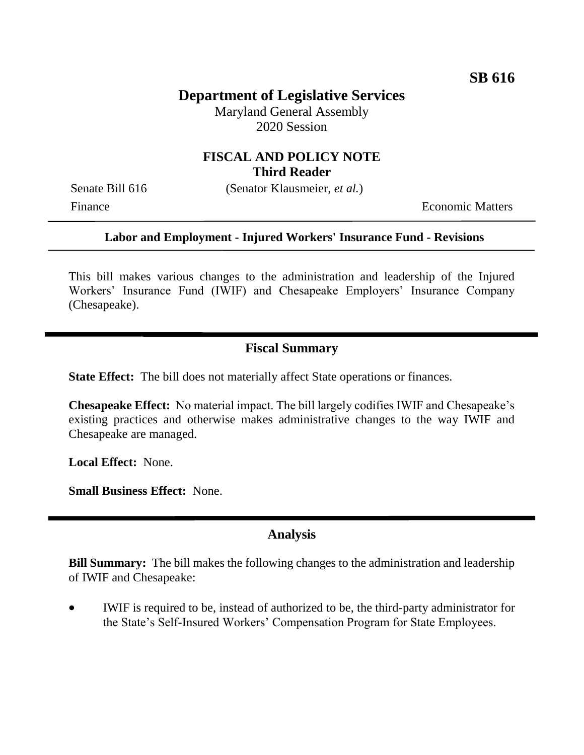**SB 616**

# Department of Legislative Services

Maryland General Assembly
2020 Session

## FISCAL AND POLICY NOTE
**Third Reader**

Senate Bill 616 (Senator Klausmeier, *et al.*)

Finance Economic Matters

---

**Labor and Employment - Injured Workers' Insurance Fund - Revisions**

---

This bill makes various changes to the administration and leadership of the Injured Workers' Insurance Fund (IWIF) and Chesapeake Employers' Insurance Company (Chesapeake).

---

## Fiscal Summary

**State Effect:** The bill does not materially affect State operations or finances.

**Chesapeake Effect:** No material impact. The bill largely codifies IWIF and Chesapeake's existing practices and otherwise makes administrative changes to the way IWIF and Chesapeake are managed.

**Local Effect:** None.

**Small Business Effect:** None.

---

## Analysis

**Bill Summary:** The bill makes the following changes to the administration and leadership of IWIF and Chesapeake:

- IWIF is required to be, instead of authorized to be, the third-party administrator for the State's Self-Insured Workers' Compensation Program for State Employees.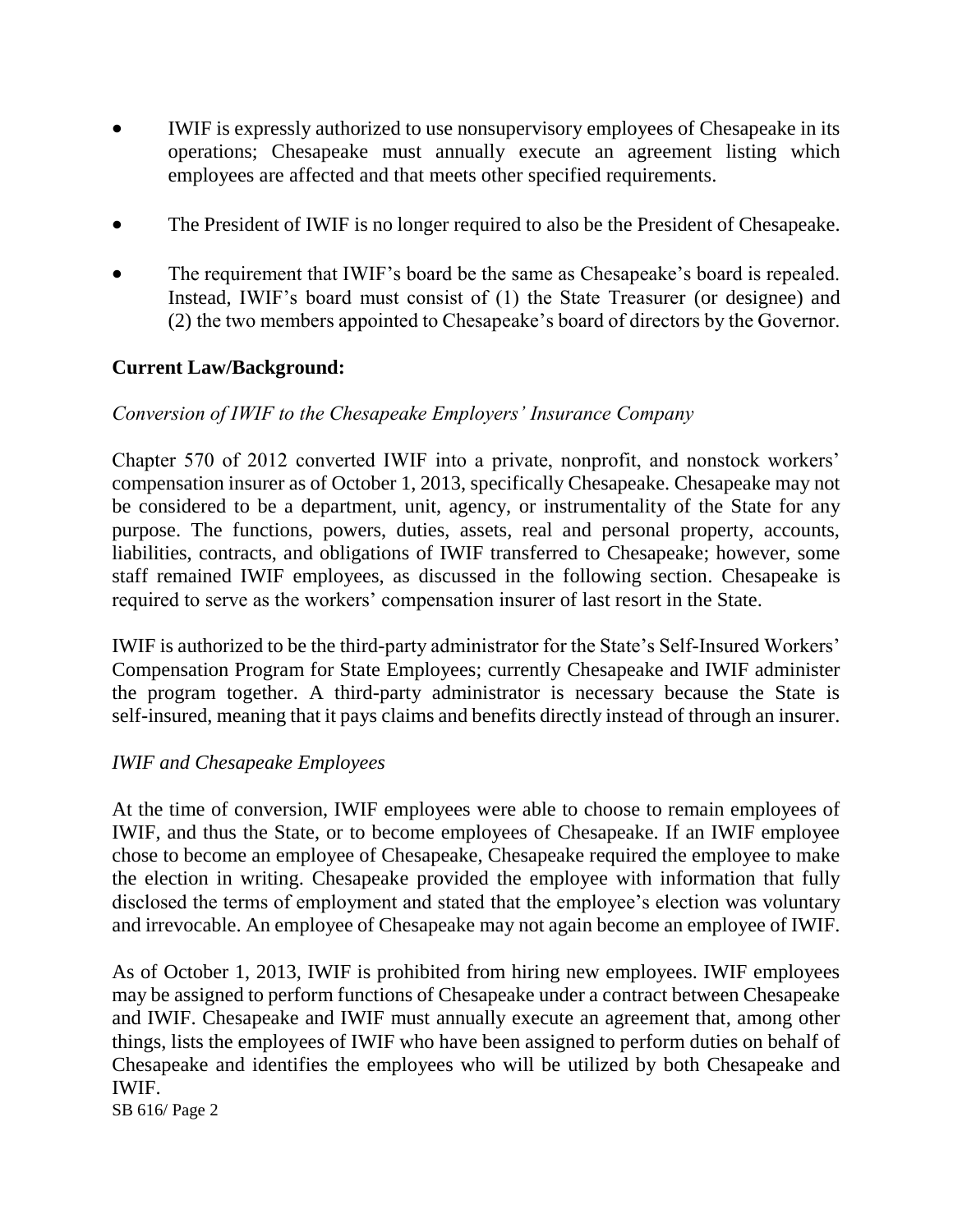- IWIF is expressly authorized to use nonsupervisory employees of Chesapeake in its operations; Chesapeake must annually execute an agreement listing which employees are affected and that meets other specified requirements.
- The President of IWIF is no longer required to also be the President of Chesapeake.
- The requirement that IWIF's board be the same as Chesapeake's board is repealed. Instead, IWIF's board must consist of (1) the State Treasurer (or designee) and (2) the two members appointed to Chesapeake's board of directors by the Governor.

**Current Law/Background:**

*Conversion of IWIF to the Chesapeake Employers' Insurance Company*

Chapter 570 of 2012 converted IWIF into a private, nonprofit, and nonstock workers' compensation insurer as of October 1, 2013, specifically Chesapeake. Chesapeake may not be considered to be a department, unit, agency, or instrumentality of the State for any purpose. The functions, powers, duties, assets, real and personal property, accounts, liabilities, contracts, and obligations of IWIF transferred to Chesapeake; however, some staff remained IWIF employees, as discussed in the following section. Chesapeake is required to serve as the workers' compensation insurer of last resort in the State.

IWIF is authorized to be the third-party administrator for the State's Self-Insured Workers' Compensation Program for State Employees; currently Chesapeake and IWIF administer the program together. A third-party administrator is necessary because the State is self-insured, meaning that it pays claims and benefits directly instead of through an insurer.

*IWIF and Chesapeake Employees*

At the time of conversion, IWIF employees were able to choose to remain employees of IWIF, and thus the State, or to become employees of Chesapeake. If an IWIF employee chose to become an employee of Chesapeake, Chesapeake required the employee to make the election in writing. Chesapeake provided the employee with information that fully disclosed the terms of employment and stated that the employee's election was voluntary and irrevocable. An employee of Chesapeake may not again become an employee of IWIF.

As of October 1, 2013, IWIF is prohibited from hiring new employees. IWIF employees may be assigned to perform functions of Chesapeake under a contract between Chesapeake and IWIF. Chesapeake and IWIF must annually execute an agreement that, among other things, lists the employees of IWIF who have been assigned to perform duties on behalf of Chesapeake and identifies the employees who will be utilized by both Chesapeake and IWIF.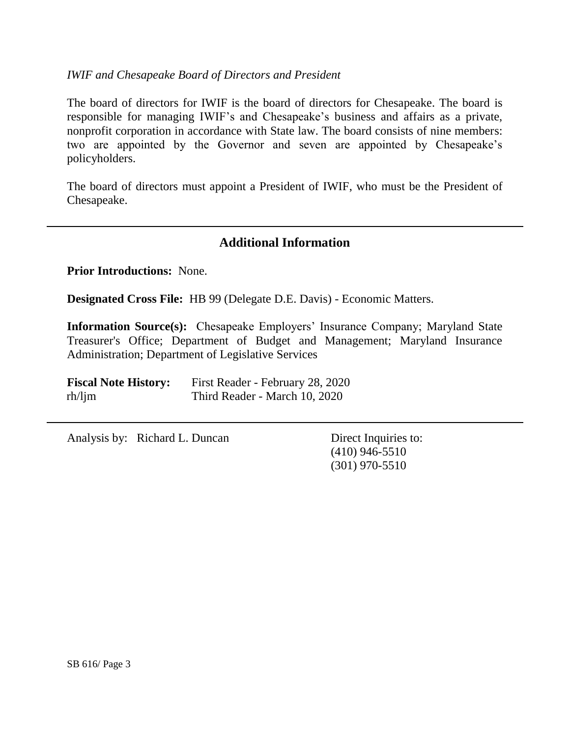*IWIF and Chesapeake Board of Directors and President*

The board of directors for IWIF is the board of directors for Chesapeake. The board is responsible for managing IWIF's and Chesapeake's business and affairs as a private, nonprofit corporation in accordance with State law. The board consists of nine members: two are appointed by the Governor and seven are appointed by Chesapeake's policyholders.

The board of directors must appoint a President of IWIF, who must be the President of Chesapeake.

## Additional Information

**Prior Introductions:** None.

**Designated Cross File:** HB 99 (Delegate D.E. Davis) - Economic Matters.

**Information Source(s):** Chesapeake Employers' Insurance Company; Maryland State Treasurer's Office; Department of Budget and Management; Maryland Insurance Administration; Department of Legislative Services

**Fiscal Note History:** First Reader - February 28, 2020
rh/ljm Third Reader - March 10, 2020

Analysis by: Richard L. Duncan

Direct Inquiries to:
(410) 946-5510
(301) 970-5510